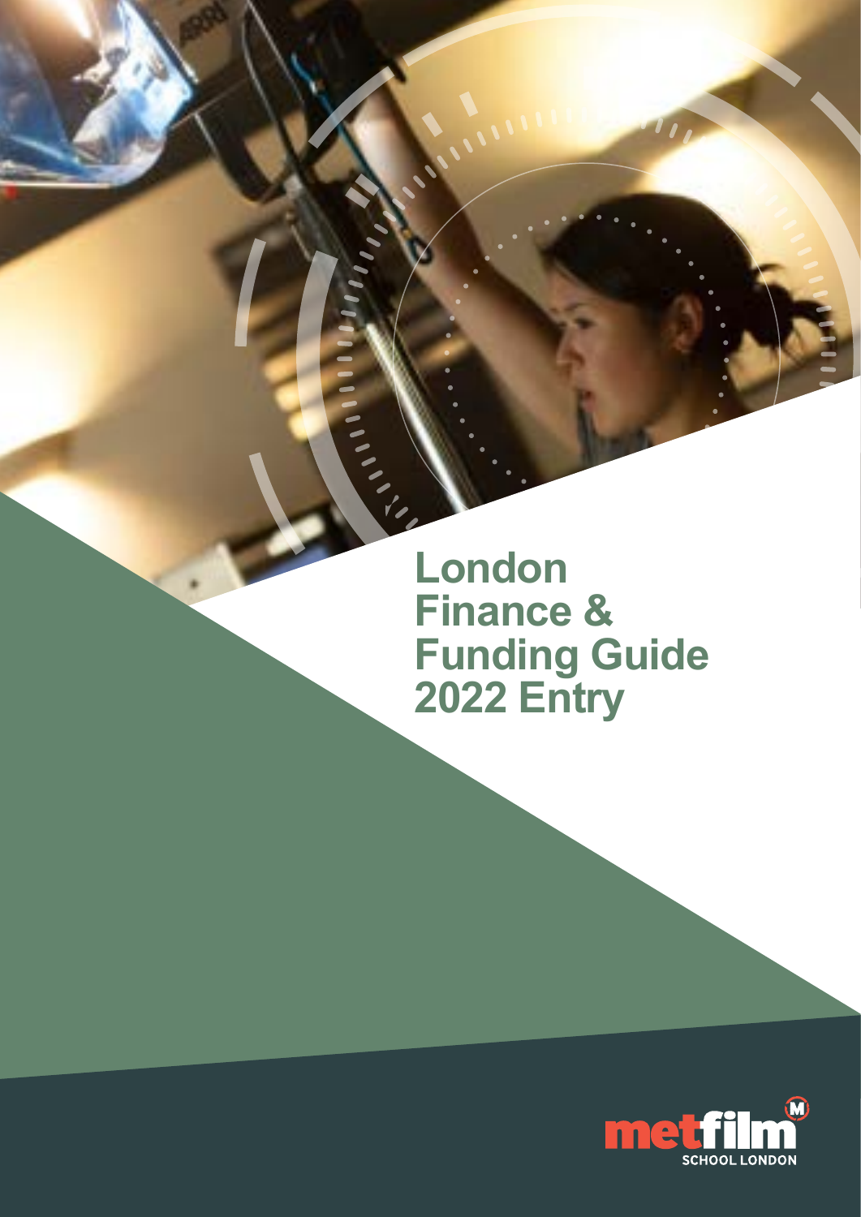# London Finance & Funding Guide 2022 Entry

metfilm SCHOOL LONDON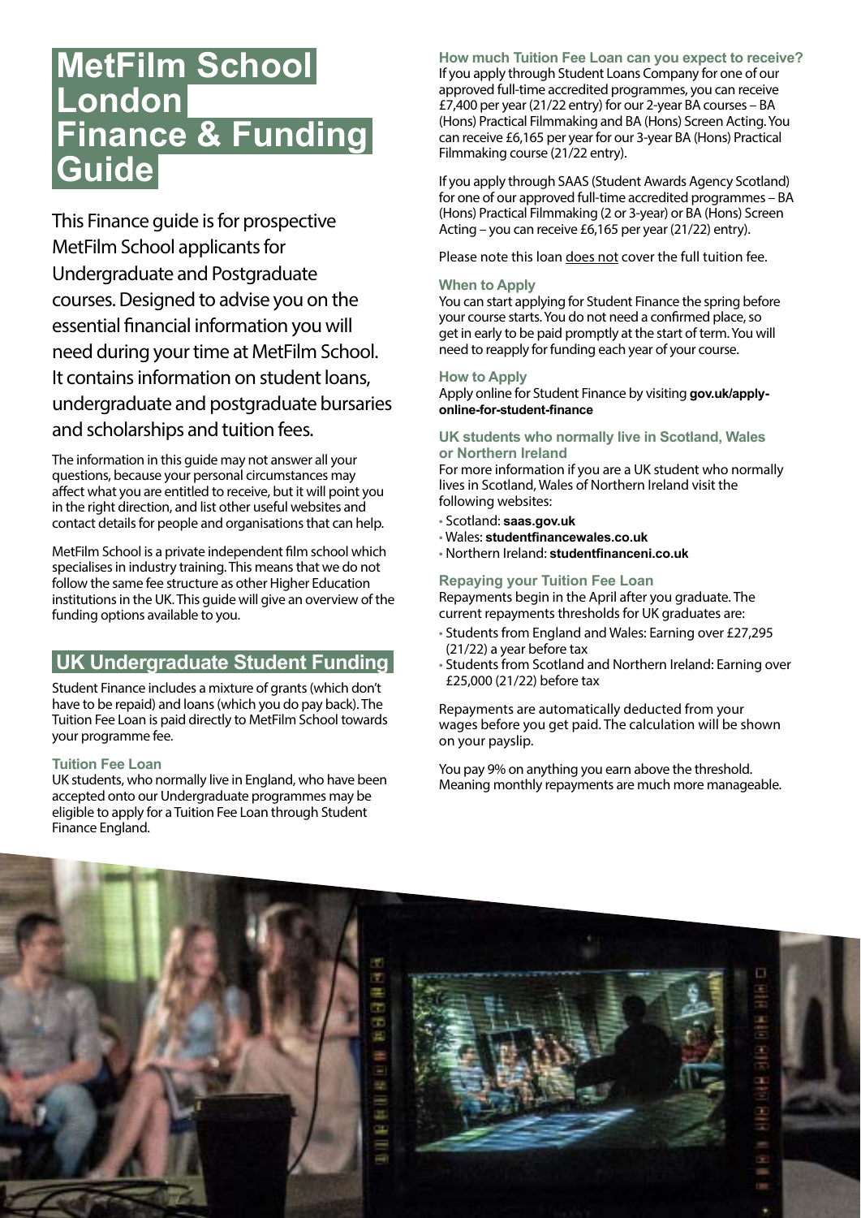# MetFilm School London Finance & Funding Guide

This Finance guide is for prospective MetFilm School applicants for Undergraduate and Postgraduate courses. Designed to advise you on the essential financial information you will need during your time at MetFilm School. It contains information on student loans, undergraduate and postgraduate bursaries and scholarships and tuition fees.

The information in this guide may not answer all your questions, because your personal circumstances may affect what you are entitled to receive, but it will point you in the right direction, and list other useful websites and contact details for people and organisations that can help.

MetFilm School is a private independent film school which specialises in industry training. This means that we do not follow the same fee structure as other Higher Education institutions in the UK. This guide will give an overview of the funding options available to you.

## UK Undergraduate Student Funding

Student Finance includes a mixture of grants (which don't have to be repaid) and loans (which you do pay back). The Tuition Fee Loan is paid directly to MetFilm School towards your programme fee.

### Tuition Fee Loan

UK students, who normally live in England, who have been accepted onto our Undergraduate programmes may be eligible to apply for a Tuition Fee Loan through Student Finance England.

### How much Tuition Fee Loan can you expect to receive?

If you apply through Student Loans Company for one of our approved full-time accredited programmes, you can receive £7,400 per year (21/22 entry) for our 2-year BA courses – BA (Hons) Practical Filmmaking and BA (Hons) Screen Acting. You can receive £6,165 per year for our 3-year BA (Hons) Practical Filmmaking course (21/22 entry).

If you apply through SAAS (Student Awards Agency Scotland) for one of our approved full-time accredited programmes – BA (Hons) Practical Filmmaking (2 or 3-year) or BA (Hons) Screen Acting – you can receive £6,165 per year (21/22) entry).

Please note this loan does not cover the full tuition fee.

### When to Apply

You can start applying for Student Finance the spring before your course starts. You do not need a confirmed place, so get in early to be paid promptly at the start of term. You will need to reapply for funding each year of your course.

### How to Apply

Apply online for Student Finance by visiting **gov.uk/apply-online-for-student-finance**

### UK students who normally live in Scotland, Wales or Northern Ireland

For more information if you are a UK student who normally lives in Scotland, Wales of Northern Ireland visit the following websites:

- Scotland: **saas.gov.uk**
- Wales: **studentfinancewales.co.uk**
- Northern Ireland: **studentfinanceni.co.uk**

### Repaying your Tuition Fee Loan

Repayments begin in the April after you graduate. The current repayments thresholds for UK graduates are:

- Students from England and Wales: Earning over £27,295 (21/22) a year before tax
- Students from Scotland and Northern Ireland: Earning over £25,000 (21/22) before tax

Repayments are automatically deducted from your wages before you get paid. The calculation will be shown on your payslip.

You pay 9% on anything you earn above the threshold. Meaning monthly repayments are much more manageable.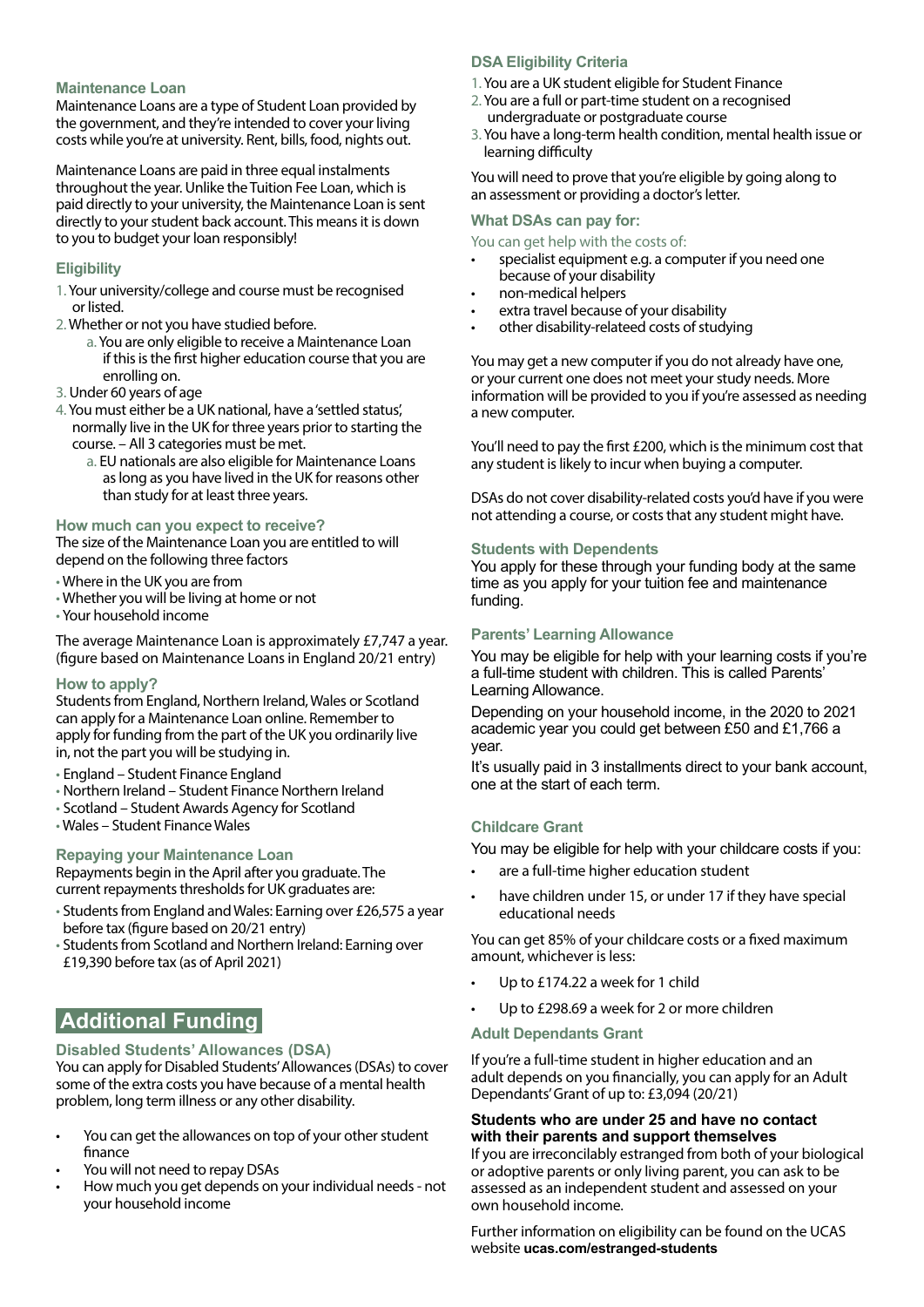### Maintenance Loan

Maintenance Loans are a type of Student Loan provided by the government, and they're intended to cover your living costs while you're at university. Rent, bills, food, nights out.

Maintenance Loans are paid in three equal instalments throughout the year. Unlike the Tuition Fee Loan, which is paid directly to your university, the Maintenance Loan is sent directly to your student back account. This means it is down to you to budget your loan responsibly!

### Eligibility

1. Your university/college and course must be recognised or listed.
2. Whether or not you have studied before.
   a. You are only eligible to receive a Maintenance Loan if this is the first higher education course that you are enrolling on.
3. Under 60 years of age
4. You must either be a UK national, have a 'settled status', normally live in the UK for three years prior to starting the course. – All 3 categories must be met.
   a. EU nationals are also eligible for Maintenance Loans as long as you have lived in the UK for reasons other than study for at least three years.

### How much can you expect to receive?

The size of the Maintenance Loan you are entitled to will depend on the following three factors

- Where in the UK you are from
- Whether you will be living at home or not
- Your household income

The average Maintenance Loan is approximately £7,747 a year. (figure based on Maintenance Loans in England 20/21 entry)

### How to apply?

Students from England, Northern Ireland, Wales or Scotland can apply for a Maintenance Loan online. Remember to apply for funding from the part of the UK you ordinarily live in, not the part you will be studying in.

- England – Student Finance England
- Northern Ireland – Student Finance Northern Ireland
- Scotland – Student Awards Agency for Scotland
- Wales – Student Finance Wales

### Repaying your Maintenance Loan

Repayments begin in the April after you graduate. The current repayments thresholds for UK graduates are:

- Students from England and Wales: Earning over £26,575 a year before tax (figure based on 20/21 entry)
- Students from Scotland and Northern Ireland: Earning over £19,390 before tax (as of April 2021)

## Additional Funding

### Disabled Students' Allowances (DSA)

You can apply for Disabled Students' Allowances (DSAs) to cover some of the extra costs you have because of a mental health problem, long term illness or any other disability.

- You can get the allowances on top of your other student finance
- You will not need to repay DSAs
- How much you get depends on your individual needs - not your household income

### DSA Eligibility Criteria

1. You are a UK student eligible for Student Finance
2. You are a full or part-time student on a recognised undergraduate or postgraduate course
3. You have a long-term health condition, mental health issue or learning difficulty

You will need to prove that you're eligible by going along to an assessment or providing a doctor's letter.

### What DSAs can pay for:

You can get help with the costs of:

- specialist equipment e.g. a computer if you need one because of your disability
- non-medical helpers
- extra travel because of your disability
- other disability-relateed costs of studying

You may get a new computer if you do not already have one, or your current one does not meet your study needs. More information will be provided to you if you're assessed as needing a new computer.

You'll need to pay the first £200, which is the minimum cost that any student is likely to incur when buying a computer.

DSAs do not cover disability-related costs you'd have if you were not attending a course, or costs that any student might have.

### Students with Dependents

You apply for these through your funding body at the same time as you apply for your tuition fee and maintenance funding.

### Parents' Learning Allowance

You may be eligible for help with your learning costs if you're a full-time student with children. This is called Parents' Learning Allowance.

Depending on your household income, in the 2020 to 2021 academic year you could get between £50 and £1,766 a year.

It's usually paid in 3 installments direct to your bank account, one at the start of each term.

### Childcare Grant

You may be eligible for help with your childcare costs if you:

- are a full-time higher education student
- have children under 15, or under 17 if they have special educational needs

You can get 85% of your childcare costs or a fixed maximum amount, whichever is less:

- Up to £174.22 a week for 1 child
- Up to £298.69 a week for 2 or more children

### Adult Dependants Grant

If you're a full-time student in higher education and an adult depends on you financially, you can apply for an Adult Dependants' Grant of up to: £3,094 (20/21)

### Students who are under 25 and have no contact with their parents and support themselves

If you are irreconcilably estranged from both of your biological or adoptive parents or only living parent, you can ask to be assessed as an independent student and assessed on your own household income.

Further information on eligibility can be found on the UCAS website **ucas.com/estranged-students**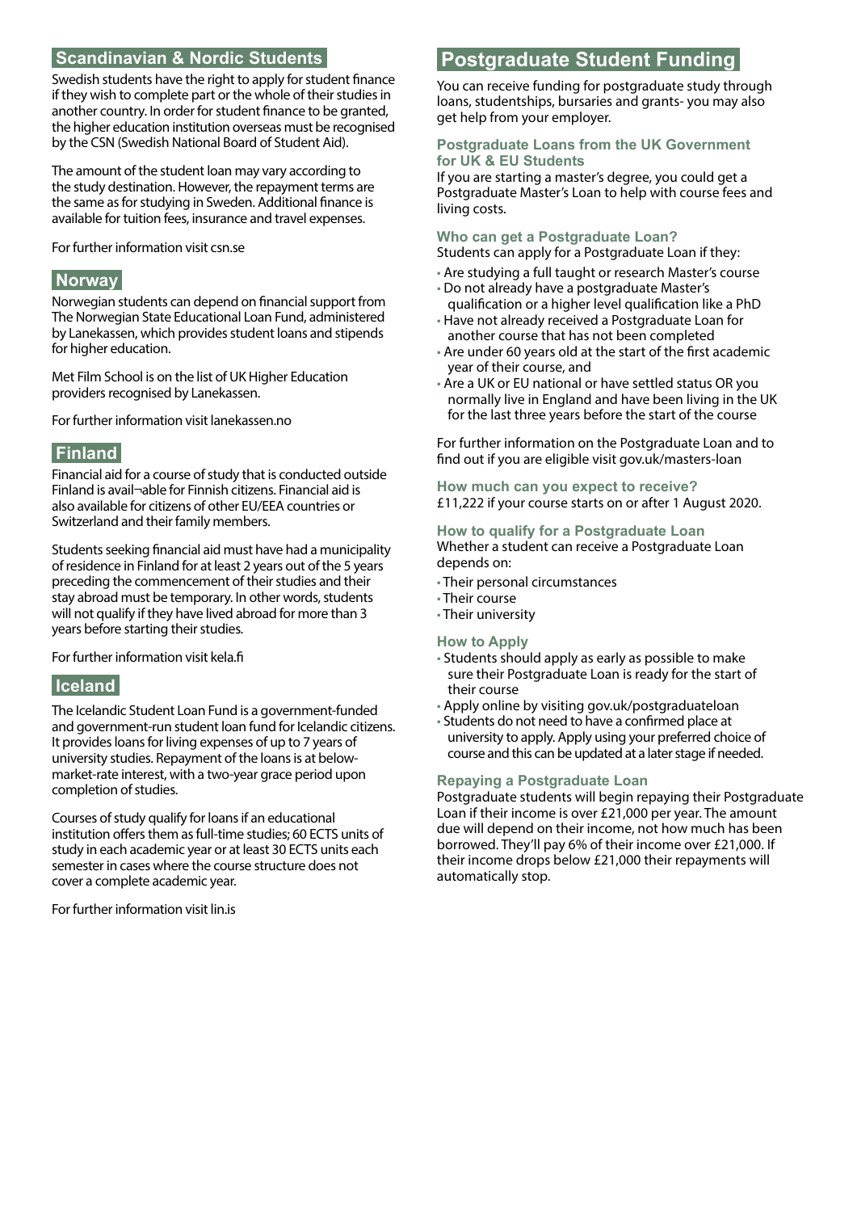## Scandinavian & Nordic Students

Swedish students have the right to apply for student finance if they wish to complete part or the whole of their studies in another country. In order for student finance to be granted, the higher education institution overseas must be recognised by the CSN (Swedish National Board of Student Aid).

The amount of the student loan may vary according to the study destination. However, the repayment terms are the same as for studying in Sweden. Additional finance is available for tuition fees, insurance and travel expenses.

For further information visit csn.se

## Norway

Norwegian students can depend on financial support from The Norwegian State Educational Loan Fund, administered by Lanekassen, which provides student loans and stipends for higher education.

Met Film School is on the list of UK Higher Education providers recognised by Lanekassen.

For further information visit lanekassen.no

## Finland

Financial aid for a course of study that is conducted outside Finland is avail¬able for Finnish citizens. Financial aid is also available for citizens of other EU/EEA countries or Switzerland and their family members.

Students seeking financial aid must have had a municipality of residence in Finland for at least 2 years out of the 5 years preceding the commencement of their studies and their stay abroad must be temporary. In other words, students will not qualify if they have lived abroad for more than 3 years before starting their studies.

For further information visit kela.fi

## Iceland

The Icelandic Student Loan Fund is a government-funded and government-run student loan fund for Icelandic citizens. It provides loans for living expenses of up to 7 years of university studies. Repayment of the loans is at below-market-rate interest, with a two-year grace period upon completion of studies.

Courses of study qualify for loans if an educational institution offers them as full-time studies; 60 ECTS units of study in each academic year or at least 30 ECTS units each semester in cases where the course structure does not cover a complete academic year.

For further information visit lin.is

# Postgraduate Student Funding

You can receive funding for postgraduate study through loans, studentships, bursaries and grants- you may also get help from your employer.

### Postgraduate Loans from the UK Government for UK & EU Students

If you are starting a master's degree, you could get a Postgraduate Master's Loan to help with course fees and living costs.

### Who can get a Postgraduate Loan?

Students can apply for a Postgraduate Loan if they:

- Are studying a full taught or research Master's course
- Do not already have a postgraduate Master's qualification or a higher level qualification like a PhD
- Have not already received a Postgraduate Loan for another course that has not been completed
- Are under 60 years old at the start of the first academic year of their course, and
- Are a UK or EU national or have settled status OR you normally live in England and have been living in the UK for the last three years before the start of the course

For further information on the Postgraduate Loan and to find out if you are eligible visit gov.uk/masters-loan

### How much can you expect to receive?

£11,222 if your course starts on or after 1 August 2020.

### How to qualify for a Postgraduate Loan

Whether a student can receive a Postgraduate Loan depends on:

- Their personal circumstances
- Their course
- Their university

### How to Apply

- Students should apply as early as possible to make sure their Postgraduate Loan is ready for the start of their course
- Apply online by visiting gov.uk/postgraduateloan
- Students do not need to have a confirmed place at university to apply. Apply using your preferred choice of course and this can be updated at a later stage if needed.

### Repaying a Postgraduate Loan

Postgraduate students will begin repaying their Postgraduate Loan if their income is over £21,000 per year. The amount due will depend on their income, not how much has been borrowed. They'll pay 6% of their income over £21,000. If their income drops below £21,000 their repayments will automatically stop.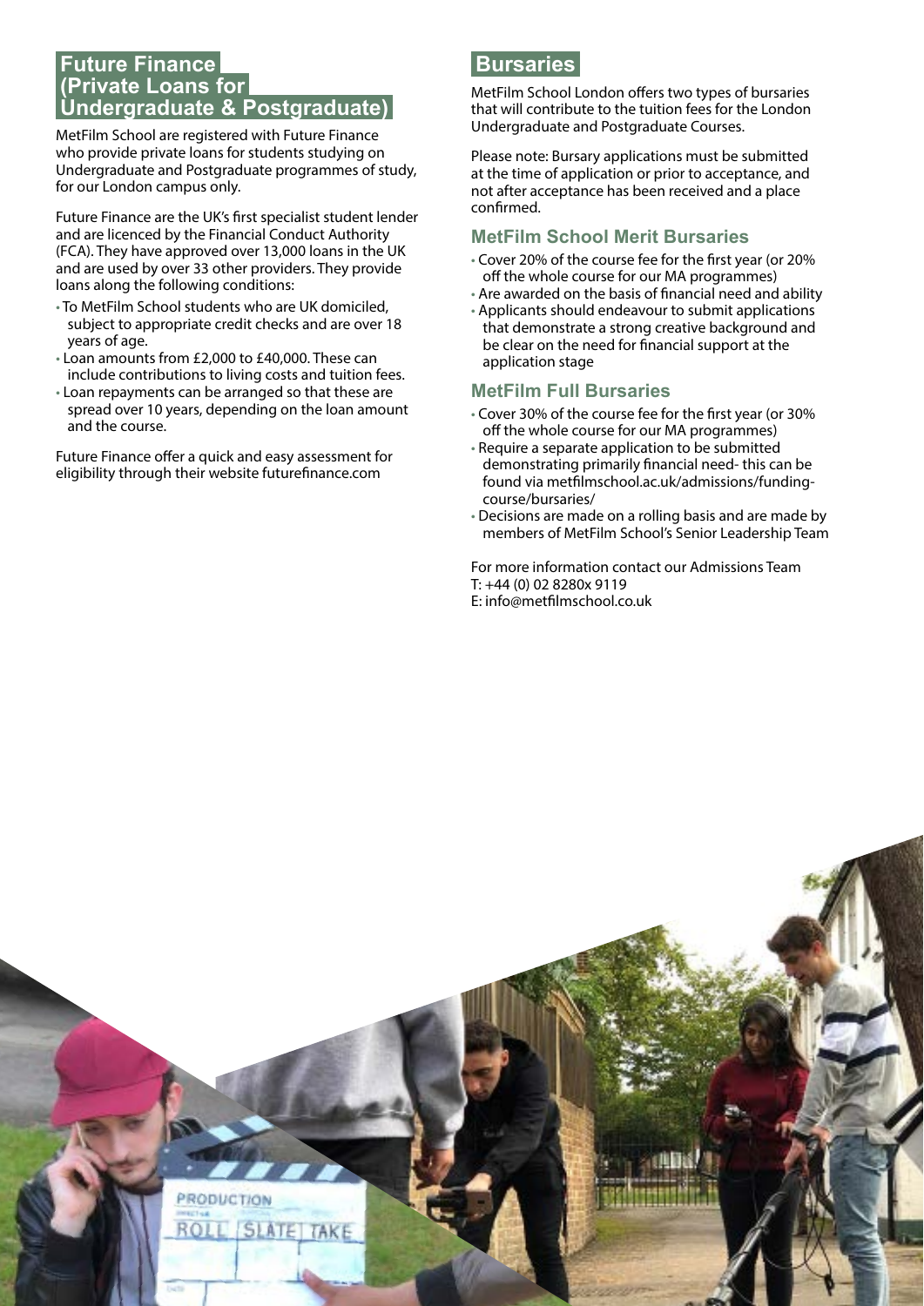## Future Finance (Private Loans for Undergraduate & Postgraduate)

MetFilm School are registered with Future Finance who provide private loans for students studying on Undergraduate and Postgraduate programmes of study, for our London campus only.

Future Finance are the UK's first specialist student lender and are licenced by the Financial Conduct Authority (FCA). They have approved over 13,000 loans in the UK and are used by over 33 other providers. They provide loans along the following conditions:

- To MetFilm School students who are UK domiciled, subject to appropriate credit checks and are over 18 years of age.
- Loan amounts from £2,000 to £40,000. These can include contributions to living costs and tuition fees.
- Loan repayments can be arranged so that these are spread over 10 years, depending on the loan amount and the course.

Future Finance offer a quick and easy assessment for eligibility through their website futurefinance.com

## Bursaries

MetFilm School London offers two types of bursaries that will contribute to the tuition fees for the London Undergraduate and Postgraduate Courses.

Please note: Bursary applications must be submitted at the time of application or prior to acceptance, and not after acceptance has been received and a place confirmed.

### MetFilm School Merit Bursaries

- Cover 20% of the course fee for the first year (or 20% off the whole course for our MA programmes)
- Are awarded on the basis of financial need and ability
- Applicants should endeavour to submit applications that demonstrate a strong creative background and be clear on the need for financial support at the application stage

### MetFilm Full Bursaries

- Cover 30% of the course fee for the first year (or 30% off the whole course for our MA programmes)
- Require a separate application to be submitted demonstrating primarily financial need- this can be found via metfilmschool.ac.uk/admissions/funding-course/bursaries/
- Decisions are made on a rolling basis and are made by members of MetFilm School's Senior Leadership Team

For more information contact our Admissions Team
T: +44 (0) 02 8280x 9119
E: info@metfilmschool.co.uk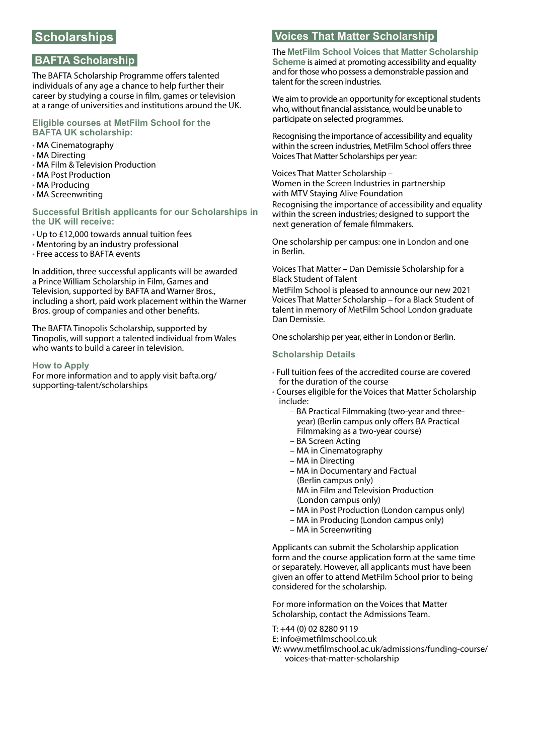# Scholarships

## BAFTA Scholarship

The BAFTA Scholarship Programme offers talented individuals of any age a chance to help further their career by studying a course in film, games or television at a range of universities and institutions around the UK.

### Eligible courses at MetFilm School for the BAFTA UK scholarship:

- MA Cinematography
- MA Directing
- MA Film & Television Production
- MA Post Production
- MA Producing
- MA Screenwriting

### Successful British applicants for our Scholarships in the UK will receive:

- Up to £12,000 towards annual tuition fees
- Mentoring by an industry professional
- Free access to BAFTA events

In addition, three successful applicants will be awarded a Prince William Scholarship in Film, Games and Television, supported by BAFTA and Warner Bros., including a short, paid work placement within the Warner Bros. group of companies and other benefits.

The BAFTA Tinopolis Scholarship, supported by Tinopolis, will support a talented individual from Wales who wants to build a career in television.

### How to Apply

For more information and to apply visit bafta.org/supporting-talent/scholarships

## Voices That Matter Scholarship

The **MetFilm School Voices that Matter Scholarship Scheme** is aimed at promoting accessibility and equality and for those who possess a demonstrable passion and talent for the screen industries.

We aim to provide an opportunity for exceptional students who, without financial assistance, would be unable to participate on selected programmes.

Recognising the importance of accessibility and equality within the screen industries, MetFilm School offers three Voices That Matter Scholarships per year:

Voices That Matter Scholarship –
Women in the Screen Industries in partnership with MTV Staying Alive Foundation
Recognising the importance of accessibility and equality within the screen industries; designed to support the next generation of female filmmakers.

One scholarship per campus: one in London and one in Berlin.

Voices That Matter – Dan Demissie Scholarship for a Black Student of Talent
MetFilm School is pleased to announce our new 2021 Voices That Matter Scholarship – for a Black Student of talent in memory of MetFilm School London graduate Dan Demissie.

One scholarship per year, either in London or Berlin.

### Scholarship Details

- Full tuition fees of the accredited course are covered for the duration of the course
- Courses eligible for the Voices that Matter Scholarship include:
  - BA Practical Filmmaking (two-year and three-year) (Berlin campus only offers BA Practical Filmmaking as a two-year course)
  - BA Screen Acting
  - MA in Cinematography
  - MA in Directing
  - MA in Documentary and Factual (Berlin campus only)
  - MA in Film and Television Production (London campus only)
  - MA in Post Production (London campus only)
  - MA in Producing (London campus only)
  - MA in Screenwriting

Applicants can submit the Scholarship application form and the course application form at the same time or separately. However, all applicants must have been given an offer to attend MetFilm School prior to being considered for the scholarship.

For more information on the Voices that Matter Scholarship, contact the Admissions Team.

T: +44 (0) 02 8280 9119
E: info@metfilmschool.co.uk
W: www.metfilmschool.ac.uk/admissions/funding-course/voices-that-matter-scholarship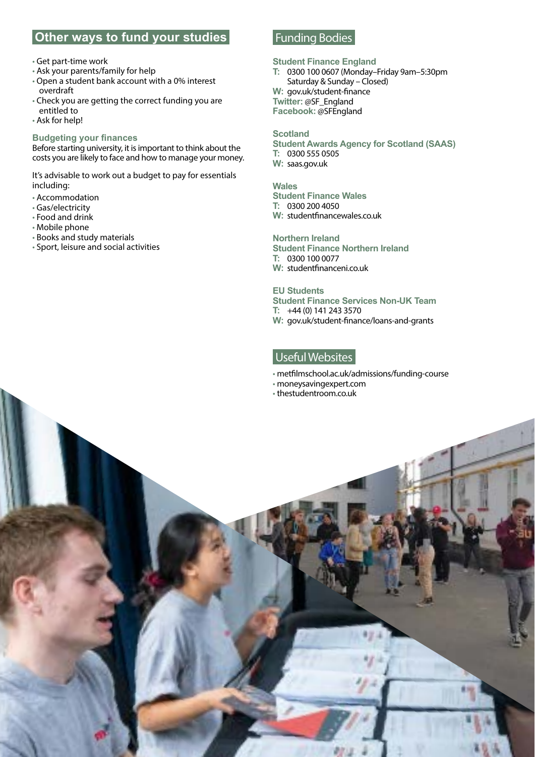## Other ways to fund your studies

- Get part-time work
- Ask your parents/family for help
- Open a student bank account with a 0% interest overdraft
- Check you are getting the correct funding you are entitled to
- Ask for help!

### Budgeting your finances

Before starting university, it is important to think about the costs you are likely to face and how to manage your money.

It's advisable to work out a budget to pay for essentials including:

- Accommodation
- Gas/electricity
- Food and drink
- Mobile phone
- Books and study materials
- Sport, leisure and social activities

## Funding Bodies

**Student Finance England**
**T:** 0300 100 0607 (Monday–Friday 9am–5:30pm Saturday & Sunday – Closed)
**W:** gov.uk/student-finance
**Twitter:** @SF_England
**Facebook:** @SFEngland

**Scotland**
**Student Awards Agency for Scotland (SAAS)**
**T:** 0300 555 0505
**W:** saas.gov.uk

**Wales**
**Student Finance Wales**
**T:** 0300 200 4050
**W:** studentfinancewales.co.uk

**Northern Ireland**
**Student Finance Northern Ireland**
**T:** 0300 100 0077
**W:** studentfinanceni.co.uk

**EU Students**
**Student Finance Services Non-UK Team**
**T:** +44 (0) 141 243 3570
**W:** gov.uk/student-finance/loans-and-grants

## Useful Websites

- metfilmschool.ac.uk/admissions/funding-course
- moneysavingexpert.com
- thestudentroom.co.uk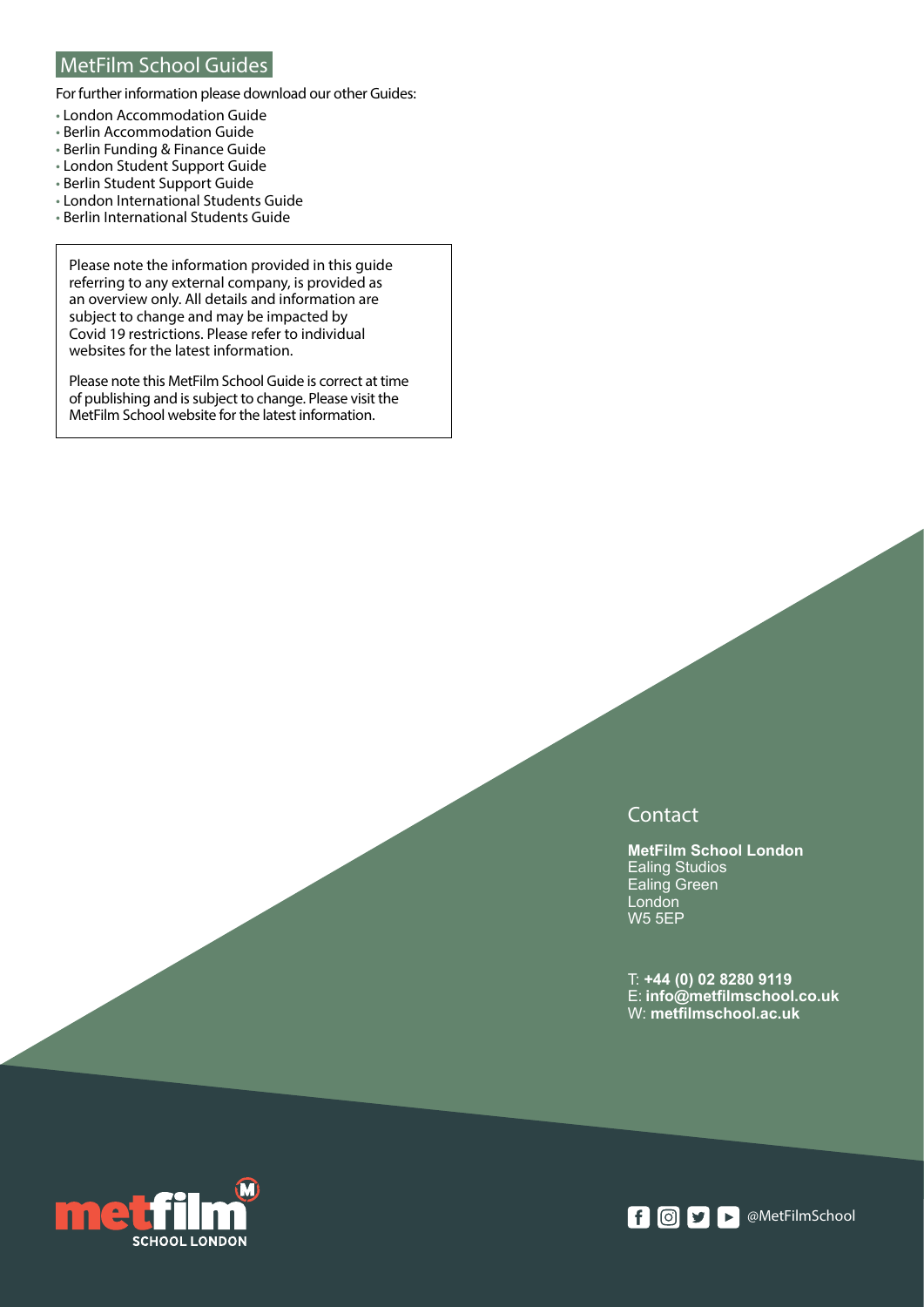## MetFilm School Guides

For further information please download our other Guides:

- London Accommodation Guide
- Berlin Accommodation Guide
- Berlin Funding & Finance Guide
- London Student Support Guide
- Berlin Student Support Guide
- London International Students Guide
- Berlin International Students Guide

Please note the information provided in this guide referring to any external company, is provided as an overview only. All details and information are subject to change and may be impacted by Covid 19 restrictions. Please refer to individual websites for the latest information.

Please note this MetFilm School Guide is correct at time of publishing and is subject to change. Please visit the MetFilm School website for the latest information.

## Contact

**MetFilm School London**
Ealing Studios
Ealing Green
London
W5 5EP

T: **+44 (0) 02 8280 9119**
E: **info@metfilmschool.co.uk**
W: **metfilmschool.ac.uk**

metfilm SCHOOL LONDON

@MetFilmSchool